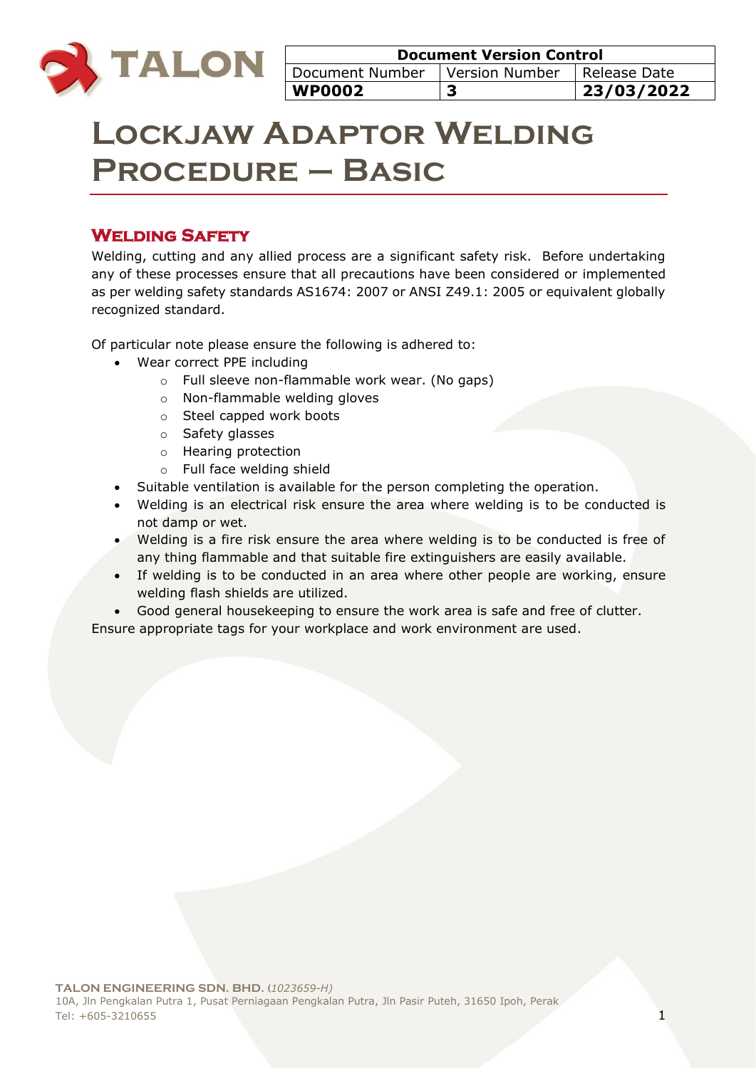| Document Version Control | | |
|---|---|---|
| Document Number | Version Number | Release Date |
| **WP0002** | **3** | **23/03/2022** |

# Lockjaw Adaptor Welding Procedure – Basic

## Welding Safety

Welding, cutting and any allied process are a significant safety risk. Before undertaking any of these processes ensure that all precautions have been considered or implemented as per welding safety standards AS1674: 2007 or ANSI Z49.1: 2005 or equivalent globally recognized standard.

Of particular note please ensure the following is adhered to:

- Wear correct PPE including
    - Full sleeve non-flammable work wear. (No gaps)
    - Non-flammable welding gloves
    - Steel capped work boots
    - Safety glasses
    - Hearing protection
    - Full face welding shield
- Suitable ventilation is available for the person completing the operation.
- Welding is an electrical risk ensure the area where welding is to be conducted is not damp or wet.
- Welding is a fire risk ensure the area where welding is to be conducted is free of any thing flammable and that suitable fire extinguishers are easily available.
- If welding is to be conducted in an area where other people are working, ensure welding flash shields are utilized.
- Good general housekeeping to ensure the work area is safe and free of clutter.

Ensure appropriate tags for your workplace and work environment are used.

**TALON ENGINEERING SDN. BHD.** (*1023659-H*)
10A, Jln Pengkalan Putra 1, Pusat Perniagaan Pengkalan Putra, Jln Pasir Puteh, 31650 Ipoh, Perak
Tel: +605-3210655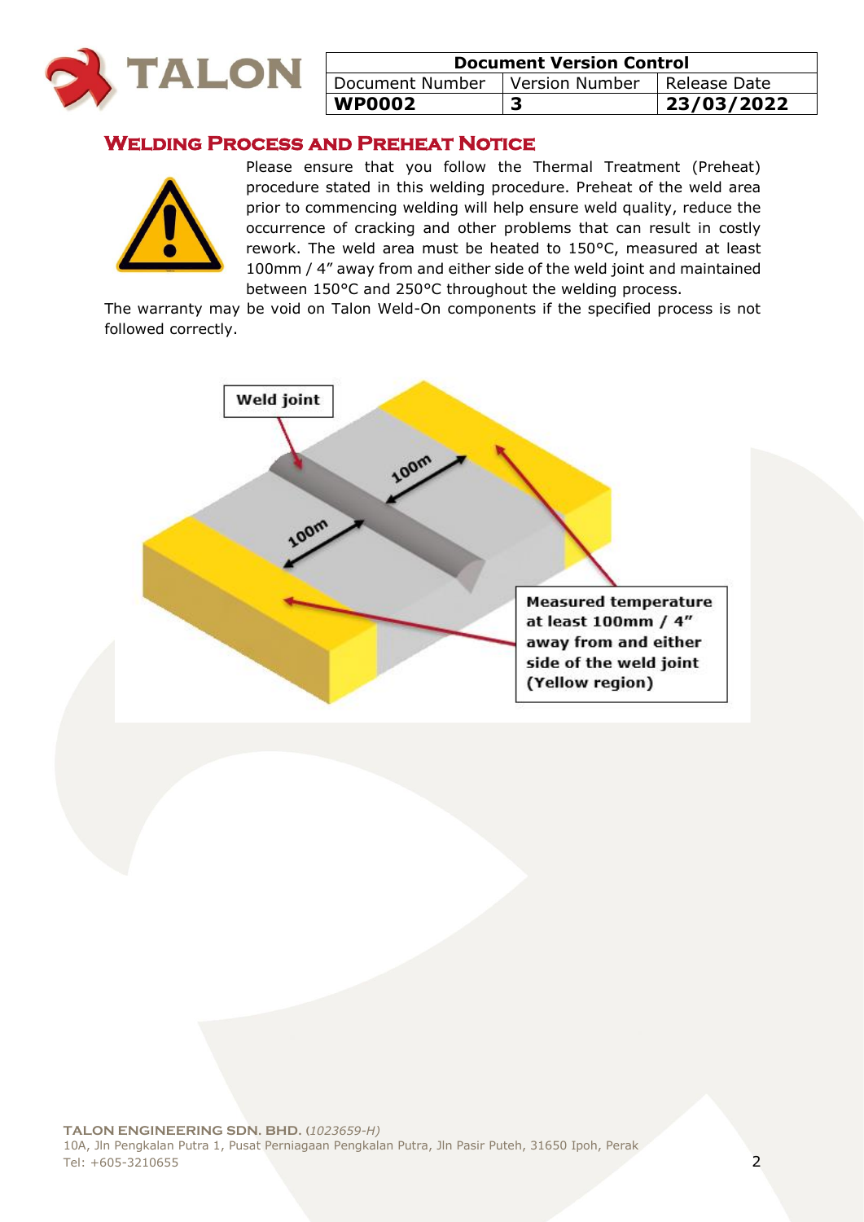| Document Version Control | | |
|---|---|---|
| Document Number | Version Number | Release Date |
| **WP0002** | **3** | **23/03/2022** |

## Welding Process and Preheat Notice

Please ensure that you follow the Thermal Treatment (Preheat) procedure stated in this welding procedure. Preheat of the weld area prior to commencing welding will help ensure weld quality, reduce the occurrence of cracking and other problems that can result in costly rework. The weld area must be heated to 150°C, measured at least 100mm / 4" away from and either side of the weld joint and maintained between 150°C and 250°C throughout the welding process.

The warranty may be void on Talon Weld-On components if the specified process is not followed correctly.

**Weld joint**

100m

100m

**Measured temperature at least 100mm / 4" away from and either side of the weld joint (Yellow region)**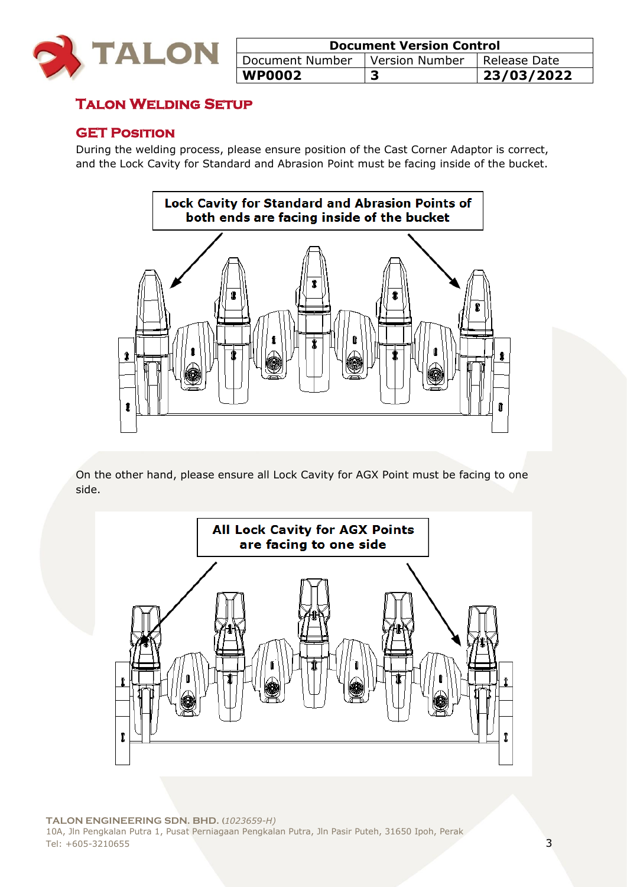| Document Version Control | | |
|---|---|---|
| Document Number | Version Number | Release Date |
| **WP0002** | **3** | **23/03/2022** |

## Talon Welding Setup

### GET Position

During the welding process, please ensure position of the Cast Corner Adaptor is correct, and the Lock Cavity for Standard and Abrasion Point must be facing inside of the bucket.

**Lock Cavity for Standard and Abrasion Points of both ends are facing inside of the bucket**

On the other hand, please ensure all Lock Cavity for AGX Point must be facing to one side.

**All Lock Cavity for AGX Points are facing to one side**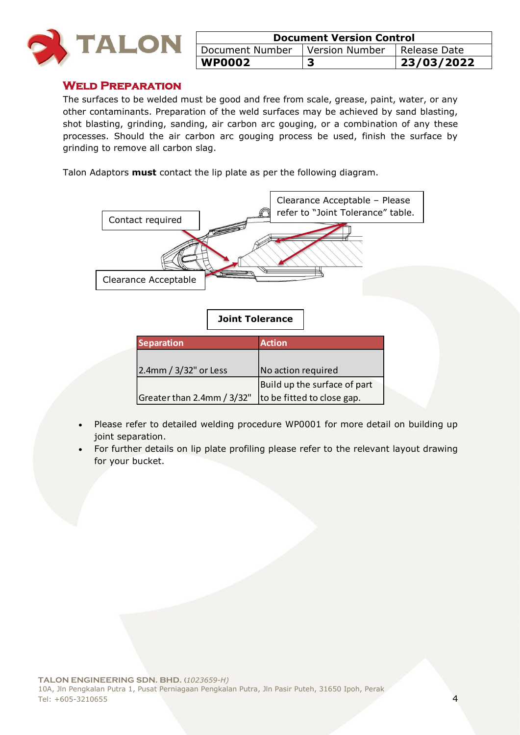| Document Version Control | | |
|---|---|---|
| Document Number | Version Number | Release Date |
| **WP0002** | **3** | **23/03/2022** |

## Weld Preparation

The surfaces to be welded must be good and free from scale, grease, paint, water, or any other contaminants. Preparation of the weld surfaces may be achieved by sand blasting, shot blasting, grinding, sanding, air carbon arc gouging, or a combination of any these processes. Should the air carbon arc gouging process be used, finish the surface by grinding to remove all carbon slag.

Talon Adaptors **must** contact the lip plate as per the following diagram.

Contact required

Clearance Acceptable – Please refer to "Joint Tolerance" table.

Clearance Acceptable

**Joint Tolerance**

| Separation | Action |
|---|---|
| 2.4mm / 3/32" or Less | No action required |
| Greater than 2.4mm / 3/32" | Build up the surface of part to be fitted to close gap. |

- Please refer to detailed welding procedure WP0001 for more detail on building up joint separation.
- For further details on lip plate profiling please refer to the relevant layout drawing for your bucket.

**TALON ENGINEERING SDN. BHD.** *(1023659-H)*
10A, Jln Pengkalan Putra 1, Pusat Perniagaan Pengkalan Putra, Jln Pasir Puteh, 31650 Ipoh, Perak
Tel: +605-3210655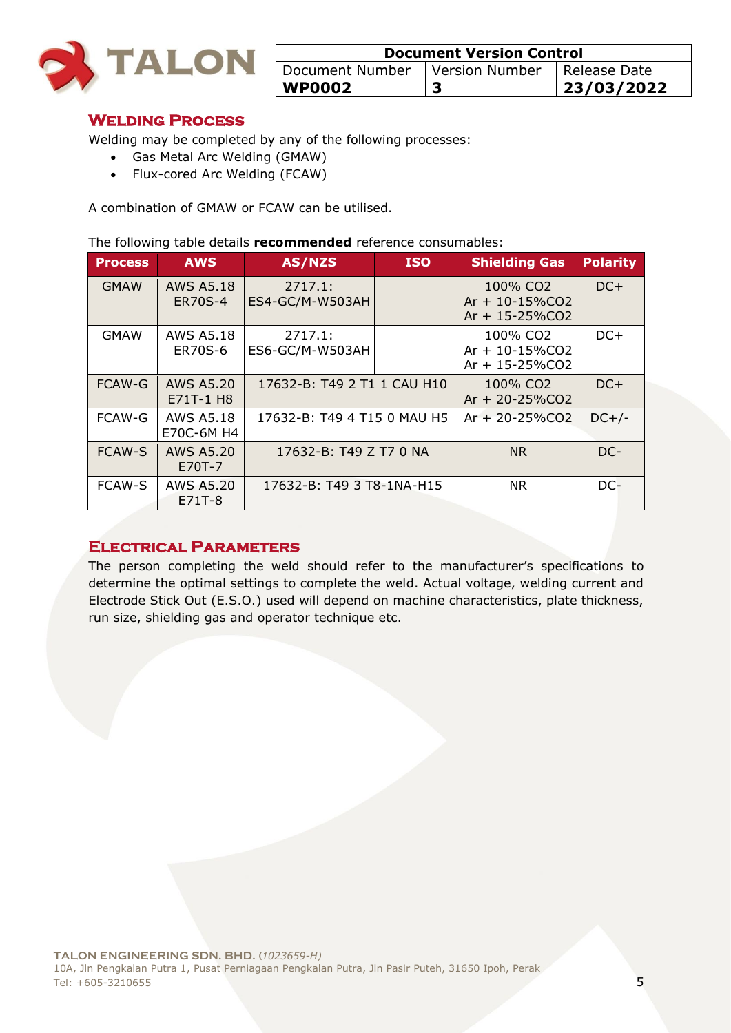## Welding Process

Welding may be completed by any of the following processes:

- Gas Metal Arc Welding (GMAW)
- Flux-cored Arc Welding (FCAW)

A combination of GMAW or FCAW can be utilised.

The following table details **recommended** reference consumables:

| Process | AWS | AS/NZS | ISO | Shielding Gas | Polarity |
|---|---|---|---|---|---|
| GMAW | AWS A5.18 ER70S-4 | 2717.1: ES4-GC/M-W503AH | | 100% $CO_2$<br>Ar + 10-15%$CO_2$<br>Ar + 15-25%$CO_2$ | DC+ |
| GMAW | AWS A5.18 ER70S-6 | 2717.1: ES6-GC/M-W503AH | | 100% $CO_2$<br>Ar + 10-15%$CO_2$<br>Ar + 15-25%$CO_2$ | DC+ |
| FCAW-G | AWS A5.20 E71T-1 H8 | 17632-B: T49 2 T1 1 CAU H10 | | 100% $CO_2$<br>Ar + 20-25%$CO_2$ | DC+ |
| FCAW-G | AWS A5.18 E70C-6M H4 | 17632-B: T49 4 T15 0 MAU H5 | | Ar + 20-25%$CO_2$ | DC+/- |
| FCAW-S | AWS A5.20 E70T-7 | 17632-B: T49 Z T7 0 NA | | NR | DC- |
| FCAW-S | AWS A5.20 E71T-8 | 17632-B: T49 3 T8-1NA-H15 | | NR | DC- |

## Electrical Parameters

The person completing the weld should refer to the manufacturer's specifications to determine the optimal settings to complete the weld. Actual voltage, welding current and Electrode Stick Out (E.S.O.) used will depend on machine characteristics, plate thickness, run size, shielding gas and operator technique etc.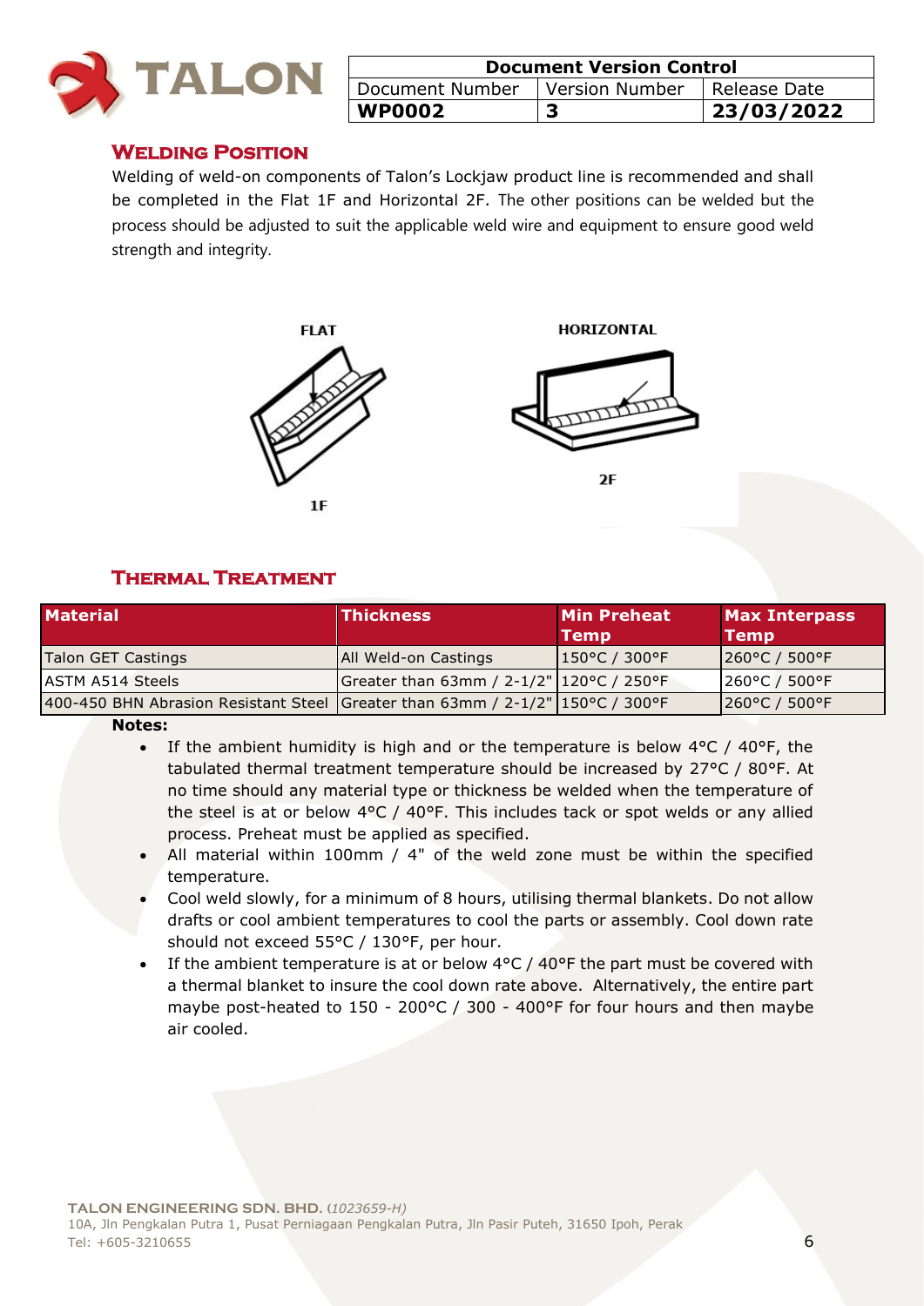## Welding Position

Welding of weld-on components of Talon's Lockjaw product line is recommended and shall be completed in the Flat 1F and Horizontal 2F. The other positions can be welded but the process should be adjusted to suit the applicable weld wire and equipment to ensure good weld strength and integrity.

FLAT

1F

HORIZONTAL

2F

## Thermal Treatment

| Material | Thickness | Min Preheat Temp | Max Interpass Temp |
|---|---|---|---|
| Talon GET Castings | All Weld-on Castings | 150°C / 300°F | 260°C / 500°F |
| ASTM A514 Steels | Greater than 63mm / 2-1/2" | 120°C / 250°F | 260°C / 500°F |
| 400-450 BHN Abrasion Resistant Steel | Greater than 63mm / 2-1/2" | 150°C / 300°F | 260°C / 500°F |

**Notes:**

- If the ambient humidity is high and or the temperature is below 4°C / 40°F, the tabulated thermal treatment temperature should be increased by 27°C / 80°F. At no time should any material type or thickness be welded when the temperature of the steel is at or below 4°C / 40°F. This includes tack or spot welds or any allied process. Preheat must be applied as specified.
- All material within 100mm / 4" of the weld zone must be within the specified temperature.
- Cool weld slowly, for a minimum of 8 hours, utilising thermal blankets. Do not allow drafts or cool ambient temperatures to cool the parts or assembly. Cool down rate should not exceed 55°C / 130°F, per hour.
- If the ambient temperature is at or below 4°C / 40°F the part must be covered with a thermal blanket to insure the cool down rate above. Alternatively, the entire part maybe post-heated to 150 - 200°C / 300 - 400°F for four hours and then maybe air cooled.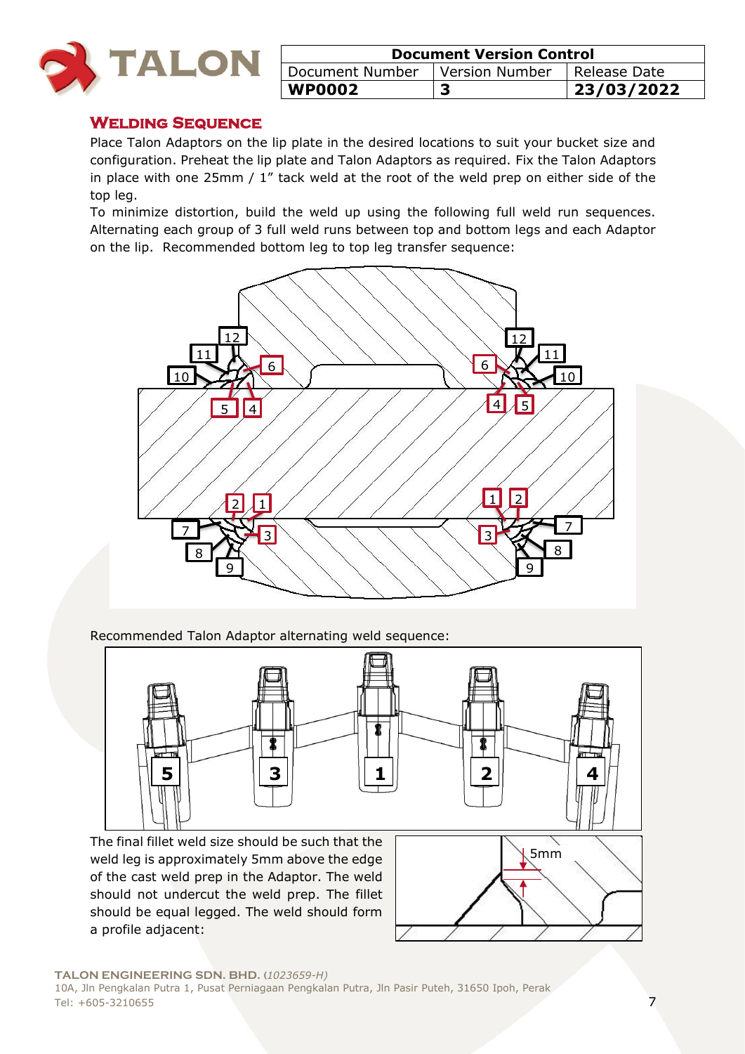| Document Version Control | | |
| --- | --- | --- |
| Document Number | Version Number | Release Date |
| **WP0002** | **3** | **23/03/2022** |

## Welding Sequence

Place Talon Adaptors on the lip plate in the desired locations to suit your bucket size and configuration. Preheat the lip plate and Talon Adaptors as required. Fix the Talon Adaptors in place with one 25mm / 1" tack weld at the root of the weld prep on either side of the top leg.

To minimize distortion, build the weld up using the following full weld run sequences. Alternating each group of 3 full weld runs between top and bottom legs and each Adaptor on the lip. Recommended bottom leg to top leg transfer sequence:

Recommended Talon Adaptor alternating weld sequence:

The final fillet weld size should be such that the weld leg is approximately 5mm above the edge of the cast weld prep in the Adaptor. The weld should not undercut the weld prep. The fillet should be equal legged. The weld should form a profile adjacent:

**TALON ENGINEERING SDN. BHD.** (*1023659-H*)
10A, Jln Pengkalan Putra 1, Pusat Perniagaan Pengkalan Putra, Jln Pasir Puteh, 31650 Ipoh, Perak
Tel: +605-3210655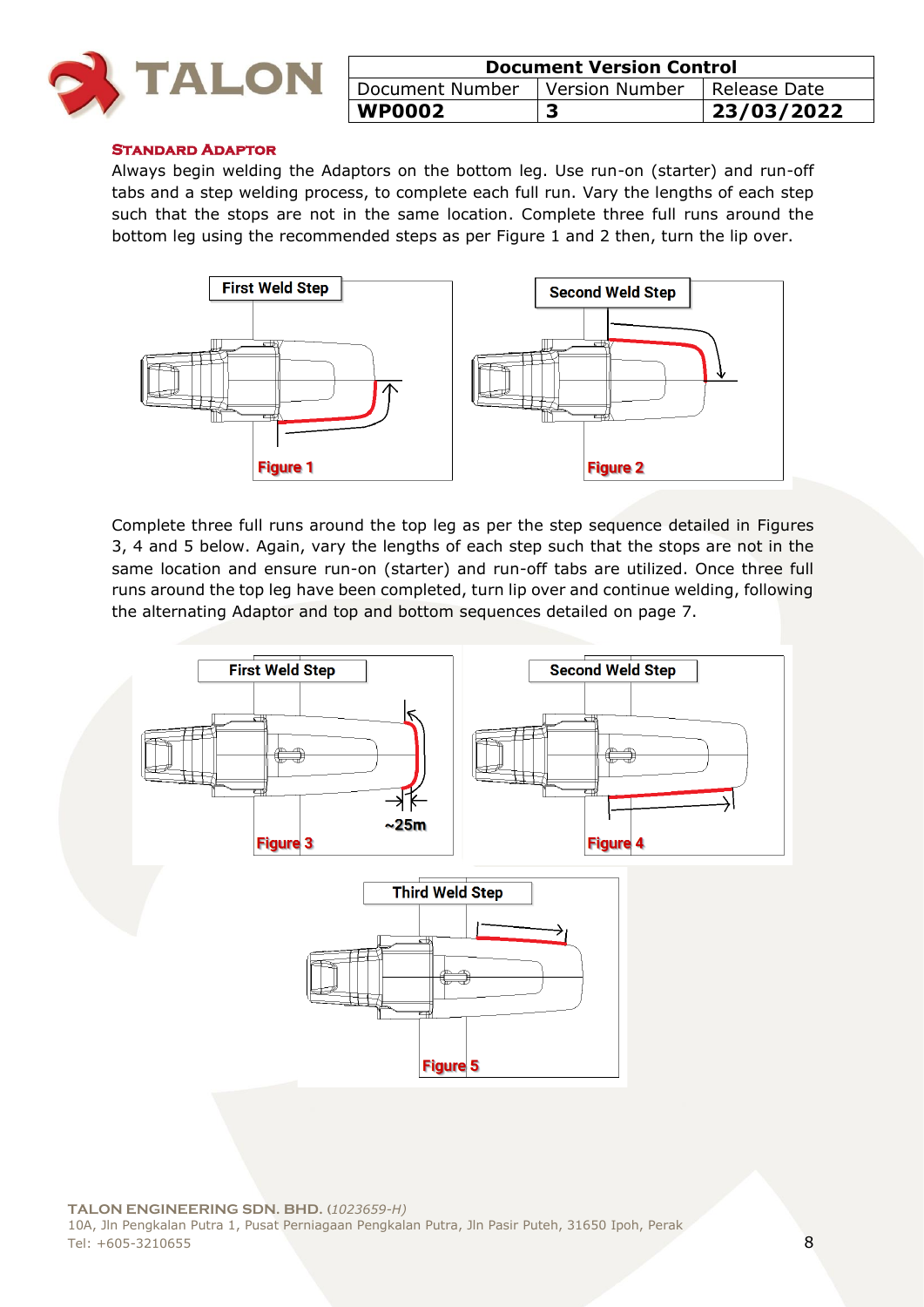## Standard Adaptor

Always begin welding the Adaptors on the bottom leg. Use run-on (starter) and run-off tabs and a step welding process, to complete each full run. Vary the lengths of each step such that the stops are not in the same location. Complete three full runs around the bottom leg using the recommended steps as per Figure 1 and 2 then, turn the lip over.

First Weld Step

Figure 1

Second Weld Step

Figure 2

Complete three full runs around the top leg as per the step sequence detailed in Figures 3, 4 and 5 below. Again, vary the lengths of each step such that the stops are not in the same location and ensure run-on (starter) and run-off tabs are utilized. Once three full runs around the top leg have been completed, turn lip over and continue welding, following the alternating Adaptor and top and bottom sequences detailed on page 7.

First Weld Step

~25m

Figure 3

Second Weld Step

Figure 4

Third Weld Step

Figure 5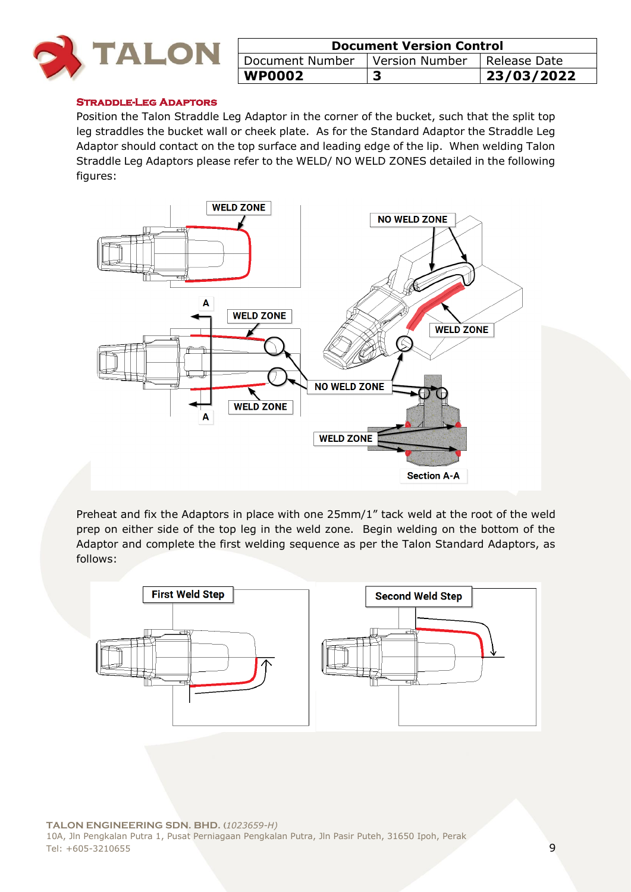| Document Version Control | | |
|---|---|---|
| Document Number | Version Number | Release Date |
| **WP0002** | **3** | **23/03/2022** |

### Straddle-Leg Adaptors

Position the Talon Straddle Leg Adaptor in the corner of the bucket, such that the split top leg straddles the bucket wall or cheek plate. As for the Standard Adaptor the Straddle Leg Adaptor should contact on the top surface and leading edge of the lip. When welding Talon Straddle Leg Adaptors please refer to the WELD/ NO WELD ZONES detailed in the following figures:

Preheat and fix the Adaptors in place with one 25mm/1" tack weld at the root of the weld prep on either side of the top leg in the weld zone. Begin welding on the bottom of the Adaptor and complete the first welding sequence as per the Talon Standard Adaptors, as follows: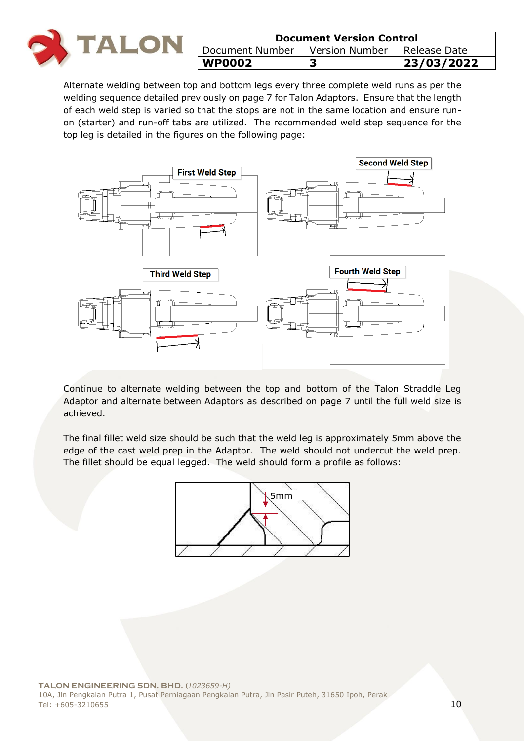Alternate welding between top and bottom legs every three complete weld runs as per the welding sequence detailed previously on page 7 for Talon Adaptors. Ensure that the length of each weld step is varied so that the stops are not in the same location and ensure run-on (starter) and run-off tabs are utilized. The recommended weld step sequence for the top leg is detailed in the figures on the following page:

First Weld Step

Second Weld Step

Third Weld Step

Fourth Weld Step

Continue to alternate welding between the top and bottom of the Talon Straddle Leg Adaptor and alternate between Adaptors as described on page 7 until the full weld size is achieved.

The final fillet weld size should be such that the weld leg is approximately 5mm above the edge of the cast weld prep in the Adaptor. The weld should not undercut the weld prep. The fillet should be equal legged. The weld should form a profile as follows:

5mm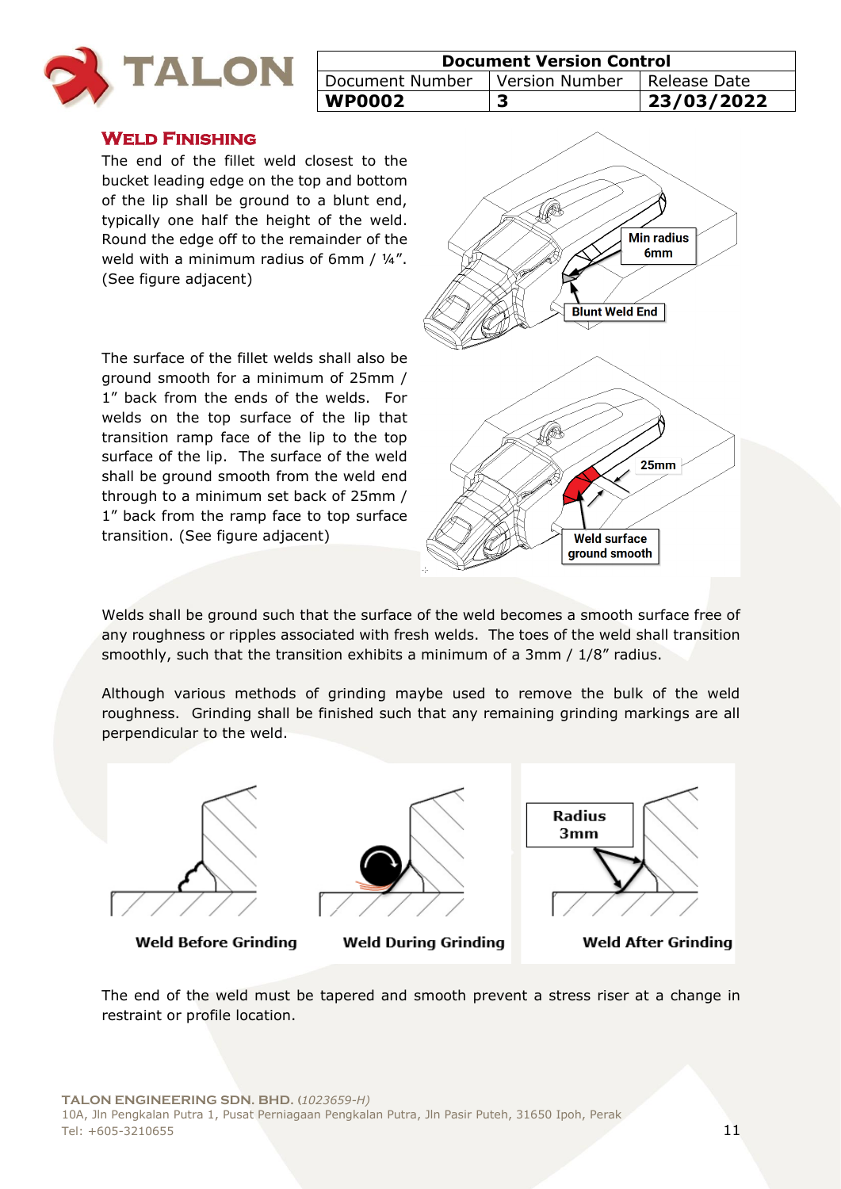| Document Version Control | | |
| --- | --- | --- |
| Document Number | Version Number | Release Date |
| **WP0002** | **3** | **23/03/2022** |

## Weld Finishing

The end of the fillet weld closest to the bucket leading edge on the top and bottom of the lip shall be ground to a blunt end, typically one half the height of the weld. Round the edge off to the remainder of the weld with a minimum radius of 6mm / ¼". (See figure adjacent)

Min radius 6mm

Blunt Weld End

The surface of the fillet welds shall also be ground smooth for a minimum of 25mm / 1" back from the ends of the welds. For welds on the top surface of the lip that transition ramp face of the lip to the top surface of the lip. The surface of the weld shall be ground smooth from the weld end through to a minimum set back of 25mm / 1" back from the ramp face to top surface transition. (See figure adjacent)

25mm

Weld surface ground smooth

Welds shall be ground such that the surface of the weld becomes a smooth surface free of any roughness or ripples associated with fresh welds. The toes of the weld shall transition smoothly, such that the transition exhibits a minimum of a 3mm / 1/8" radius.

Although various methods of grinding maybe used to remove the bulk of the weld roughness. Grinding shall be finished such that any remaining grinding markings are all perpendicular to the weld.

Radius 3mm

**Weld Before Grinding** **Weld During Grinding** **Weld After Grinding**

The end of the weld must be tapered and smooth prevent a stress riser at a change in restraint or profile location.

**TALON ENGINEERING SDN. BHD.** (*1023659-H*)
10A, Jln Pengkalan Putra 1, Pusat Perniagaan Pengkalan Putra, Jln Pasir Puteh, 31650 Ipoh, Perak
Tel: +605-3210655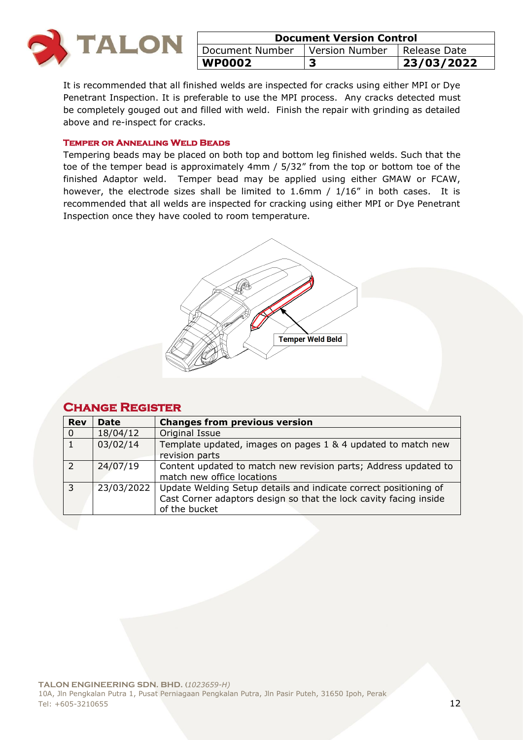It is recommended that all finished welds are inspected for cracks using either MPI or Dye Penetrant Inspection. It is preferable to use the MPI process. Any cracks detected must be completely gouged out and filled with weld. Finish the repair with grinding as detailed above and re-inspect for cracks.

### Temper or Annealing Weld Beads

Tempering beads may be placed on both top and bottom leg finished welds. Such that the toe of the temper bead is approximately 4mm / 5/32" from the top or bottom toe of the finished Adaptor weld. Temper bead may be applied using either GMAW or FCAW, however, the electrode sizes shall be limited to 1.6mm / 1/16" in both cases. It is recommended that all welds are inspected for cracking using either MPI or Dye Penetrant Inspection once they have cooled to room temperature.

Temper Weld Beld

## Change Register

| Rev | Date | Changes from previous version |
| --- | --- | --- |
| 0 | 18/04/12 | Original Issue |
| 1 | 03/02/14 | Template updated, images on pages 1 & 4 updated to match new revision parts |
| 2 | 24/07/19 | Content updated to match new revision parts; Address updated to match new office locations |
| 3 | 23/03/2022 | Update Welding Setup details and indicate correct positioning of Cast Corner adaptors design so that the lock cavity facing inside of the bucket |